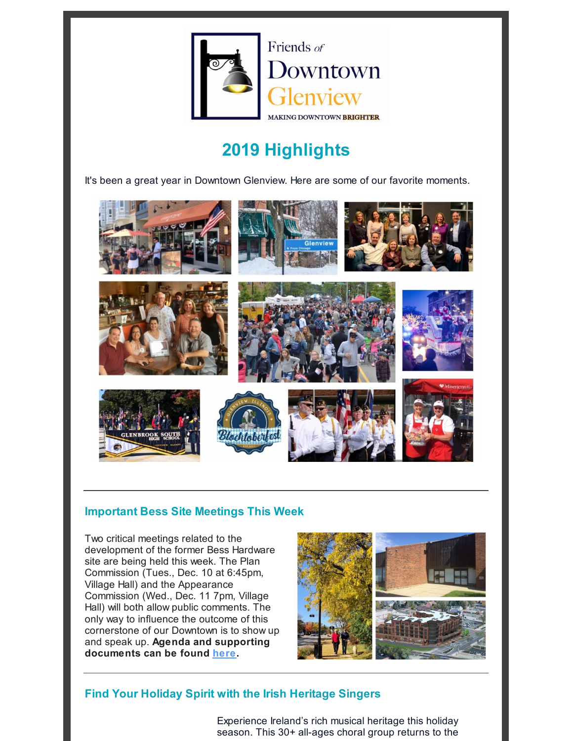Friends of Downtown Glenview

MAKING DOWNTOWN BRIGHTER

# 2019 Highlights

It's been a great year in Downtown Glenview. Here are some of our favorite moments.

---

## Important Bess Site Meetings This Week

Two critical meetings related to the development of the former Bess Hardware site are being held this week. The Plan Commission (Tues., Dec. 10 at 6:45pm, Village Hall) and the Appearance Commission (Wed., Dec. 11 7pm, Village Hall) will both allow public comments. The only way to influence the outcome of this cornerstone of our Downtown is to show up and speak up. **Agenda and supporting documents can be found here.**

---

## Find Your Holiday Spirit with the Irish Heritage Singers

Experience Ireland's rich musical heritage this holiday season. This 30+ all-ages choral group returns to the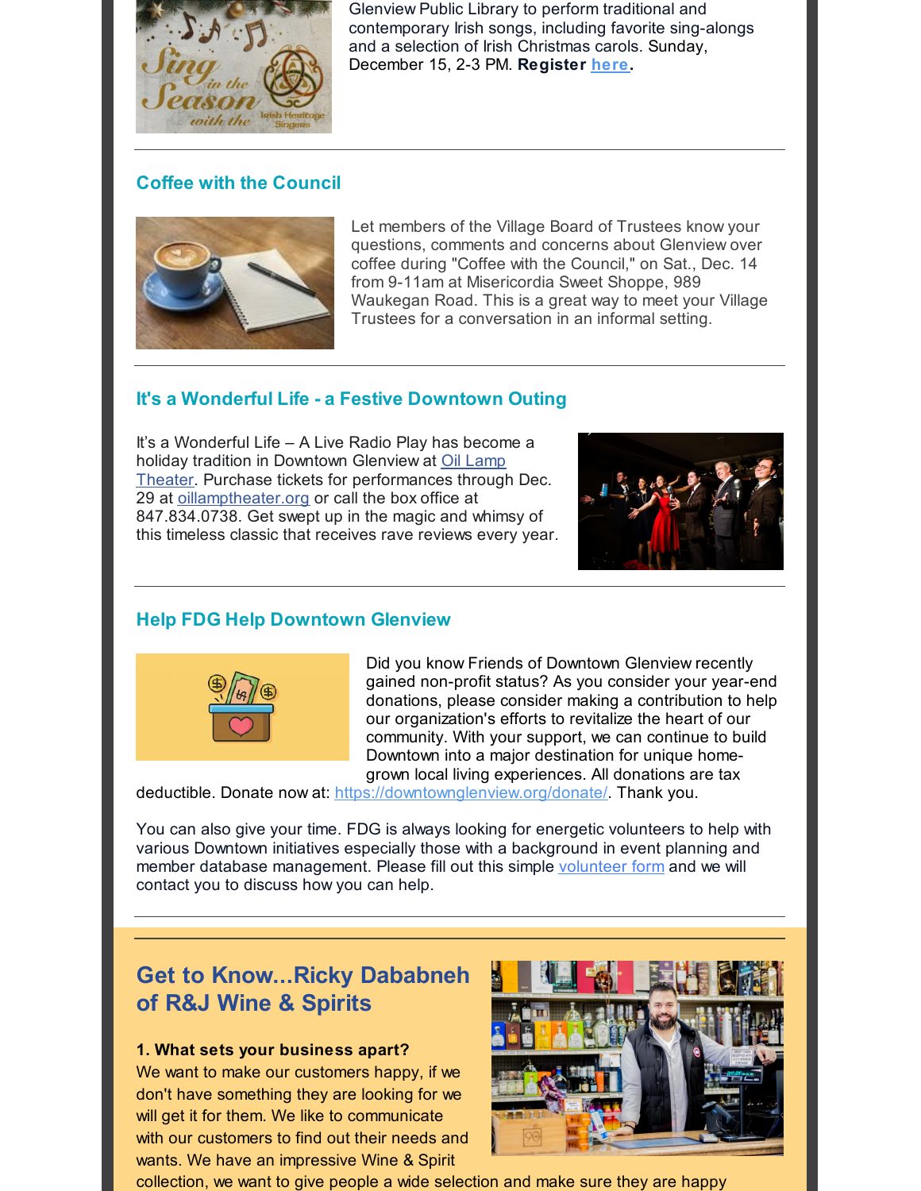Glenview Public Library to perform traditional and contemporary Irish songs, including favorite sing-alongs and a selection of Irish Christmas carols. Sunday, December 15, 2-3 PM. **Register here.**

---

### Coffee with the Council

Let members of the Village Board of Trustees know your questions, comments and concerns about Glenview over coffee during "Coffee with the Council," on Sat., Dec. 14 from 9-11am at Misericordia Sweet Shoppe, 989 Waukegan Road. This is a great way to meet your Village Trustees for a conversation in an informal setting.

---

### It's a Wonderful Life - a Festive Downtown Outing

It's a Wonderful Life – A Live Radio Play has become a holiday tradition in Downtown Glenview at Oil Lamp Theater. Purchase tickets for performances through Dec. 29 at oillamptheater.org or call the box office at 847.834.0738. Get swept up in the magic and whimsy of this timeless classic that receives rave reviews every year.

---

### Help FDG Help Downtown Glenview

Did you know Friends of Downtown Glenview recently gained non-profit status? As you consider your year-end donations, please consider making a contribution to help our organization's efforts to revitalize the heart of our community. With your support, we can continue to build Downtown into a major destination for unique home-grown local living experiences. All donations are tax deductible. Donate now at: https://downtownglenview.org/donate/. Thank you.

You can also give your time. FDG is always looking for energetic volunteers to help with various Downtown initiatives especially those with a background in event planning and member database management. Please fill out this simple volunteer form and we will contact you to discuss how you can help.

---

## Get to Know...Ricky Dababneh of R&J Wine & Spirits

**1. What sets your business apart?**
We want to make our customers happy, if we don't have something they are looking for we will get it for them. We like to communicate with our customers to find out their needs and wants. We have an impressive Wine & Spirit collection, we want to give people a wide selection and make sure they are happy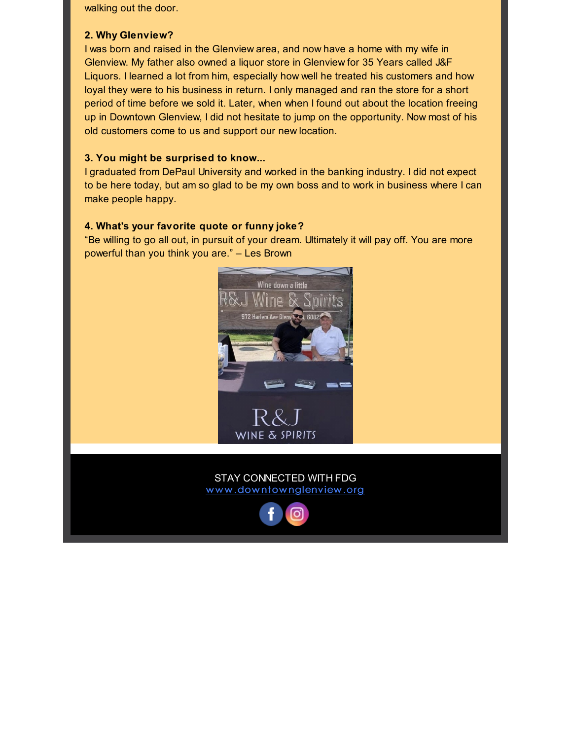walking out the door.

**2. Why Glenview?**

I was born and raised in the Glenview area, and now have a home with my wife in Glenview. My father also owned a liquor store in Glenview for 35 Years called J&F Liquors. I learned a lot from him, especially how well he treated his customers and how loyal they were to his business in return. I only managed and ran the store for a short period of time before we sold it. Later, when when I found out about the location freeing up in Downtown Glenview, I did not hesitate to jump on the opportunity. Now most of his old customers come to us and support our new location.

**3. You might be surprised to know...**

I graduated from DePaul University and worked in the banking industry. I did not expect to be here today, but am so glad to be my own boss and to work in business where I can make people happy.

**4. What's your favorite quote or funny joke?**

"Be willing to go all out, in pursuit of your dream. Ultimately it will pay off. You are more powerful than you think you are." – Les Brown

STAY CONNECTED WITH FDG

www.downtownglenview.org